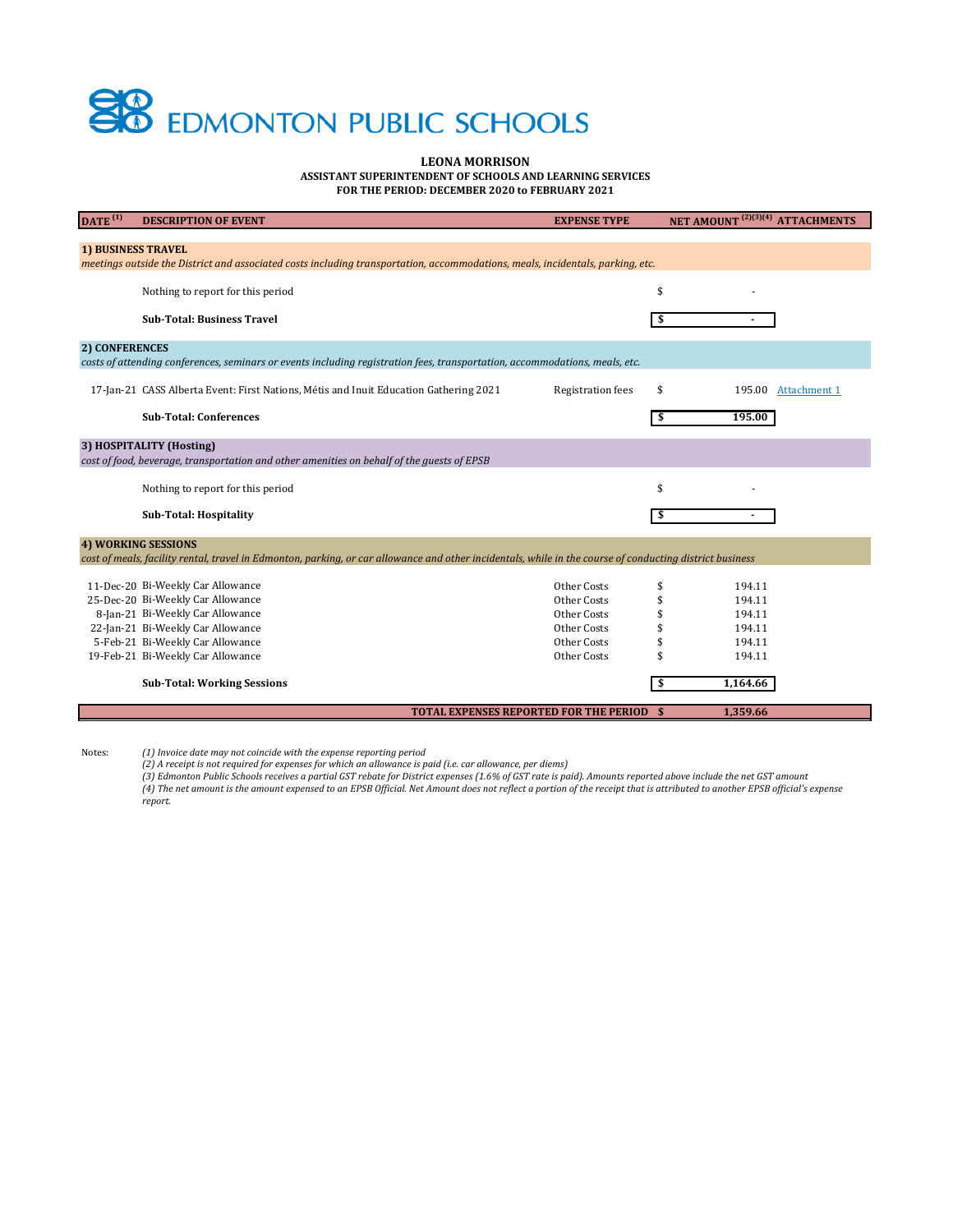# EDMONTON PUBLIC SCHOOLS

**LEONA MORRISON**
**ASSISTANT SUPERINTENDENT OF SCHOOLS AND LEARNING SERVICES**
**FOR THE PERIOD: DECEMBER 2020 to FEBRUARY 2021**

| DATE [1] | DESCRIPTION OF EVENT | EXPENSE TYPE | NET AMOUNT [2][3][4] | ATTACHMENTS |
|---|---|---|---|---|
| **1) BUSINESS TRAVEL** | | | | |
| *meetings outside the District and associated costs including transportation, accommodations, meals, incidentals, parking, etc.* | | | | |
| | Nothing to report for this period | | $ - | |
| | **Sub-Total: Business Travel** | | **$ -** | |
| **2) CONFERENCES** | | | | |
| *costs of attending conferences, seminars or events including registration fees, transportation, accommodations, meals, etc.* | | | | |
| 17-Jan-21 | CASS Alberta Event: First Nations, Métis and Inuit Education Gathering 2021 | Registration fees | $ 195.00 | Attachment 1 |
| | **Sub-Total: Conferences** | | **$ 195.00** | |
| **3) HOSPITALITY (Hosting)** | | | | |
| *cost of food, beverage, transportation and other amenities on behalf of the guests of EPSB* | | | | |
| | Nothing to report for this period | | $ - | |
| | **Sub-Total: Hospitality** | | **$ -** | |
| **4) WORKING SESSIONS** | | | | |
| *cost of meals, facility rental, travel in Edmonton, parking, or car allowance and other incidentals, while in the course of conducting district business* | | | | |
| 11-Dec-20 | Bi-Weekly Car Allowance | Other Costs | $ 194.11 | |
| 25-Dec-20 | Bi-Weekly Car Allowance | Other Costs | $ 194.11 | |
| 8-Jan-21 | Bi-Weekly Car Allowance | Other Costs | $ 194.11 | |
| 22-Jan-21 | Bi-Weekly Car Allowance | Other Costs | $ 194.11 | |
| 5-Feb-21 | Bi-Weekly Car Allowance | Other Costs | $ 194.11 | |
| 19-Feb-21 | Bi-Weekly Car Allowance | Other Costs | $ 194.11 | |
| | **Sub-Total: Working Sessions** | | **$ 1,164.66** | |
| | **TOTAL EXPENSES REPORTED FOR THE PERIOD** | | **$ 1,359.66** | |

Notes:

*(1) Invoice date may not coincide with the expense reporting period*
*(2) A receipt is not required for expenses for which an allowance is paid (i.e. car allowance, per diems)*
*(3) Edmonton Public Schools receives a partial GST rebate for District expenses (1.6% of GST rate is paid). Amounts reported above include the net GST amount*
*(4) The net amount is the amount expensed to an EPSB Official. Net Amount does not reflect a portion of the receipt that is attributed to another EPSB official's expense report.*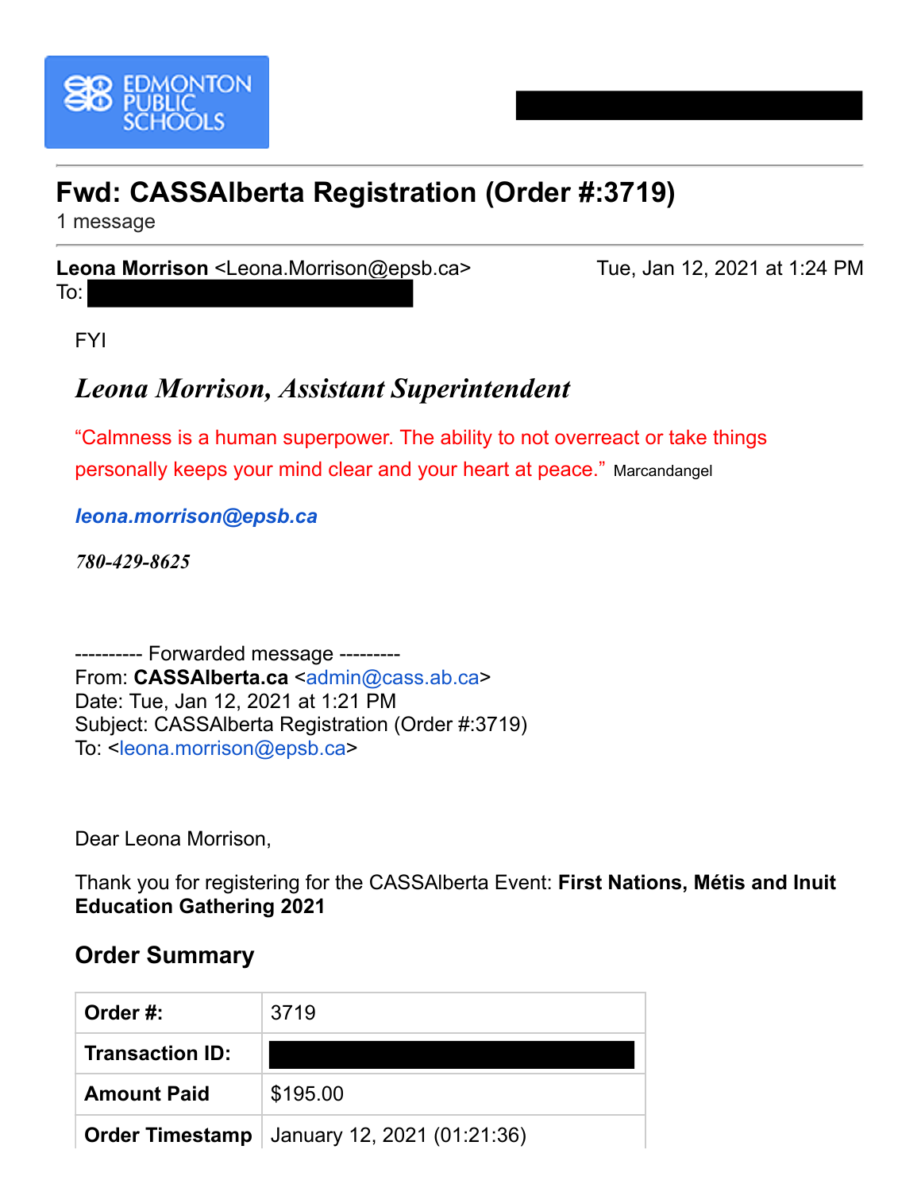EDMONTON PUBLIC SCHOOLS

# Fwd: CASSAlberta Registration (Order #:3719)

1 message

**Leona Morrison** <Leona.Morrison@epsb.ca> Tue, Jan 12, 2021 at 1:24 PM
To: 

FYI

***Leona Morrison, Assistant Superintendent***

"Calmness is a human superpower. The ability to not overreact or take things personally keeps your mind clear and your heart at peace." Marcandangel

***leona.morrison@epsb.ca***

***780-429-8625***

---------- Forwarded message ---------
From: **CASSAlberta.ca** <admin@cass.ab.ca>
Date: Tue, Jan 12, 2021 at 1:21 PM
Subject: CASSAlberta Registration (Order #:3719)
To: <leona.morrison@epsb.ca>

Dear Leona Morrison,

Thank you for registering for the CASSAlberta Event: **First Nations, Métis and Inuit Education Gathering 2021**

## Order Summary

| | |
|---|---|
| **Order #:** | 3719 |
| **Transaction ID:** | |
| **Amount Paid** | $195.00 |
| **Order Timestamp** | January 12, 2021 (01:21:36) |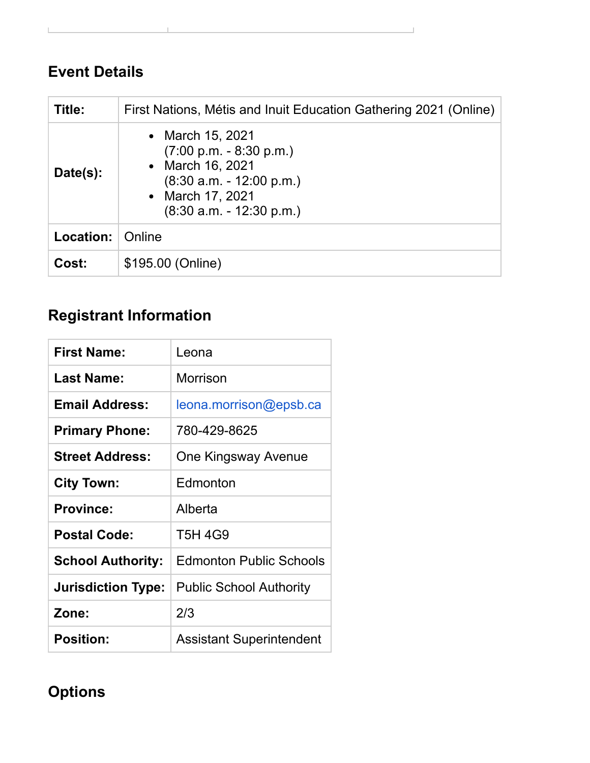## Event Details

| Title: | First Nations, Métis and Inuit Education Gathering 2021 (Online) |
|---|---|
| Date(s): | • March 15, 2021 (7:00 p.m. - 8:30 p.m.)<br>• March 16, 2021 (8:30 a.m. - 12:00 p.m.)<br>• March 17, 2021 (8:30 a.m. - 12:30 p.m.) |
| Location: | Online |
| Cost: | $195.00 (Online) |

## Registrant Information

| First Name: | Leona |
|---|---|
| Last Name: | Morrison |
| Email Address: | leona.morrison@epsb.ca |
| Primary Phone: | 780-429-8625 |
| Street Address: | One Kingsway Avenue |
| City Town: | Edmonton |
| Province: | Alberta |
| Postal Code: | T5H 4G9 |
| School Authority: | Edmonton Public Schools |
| Jurisdiction Type: | Public School Authority |
| Zone: | 2/3 |
| Position: | Assistant Superintendent |

## Options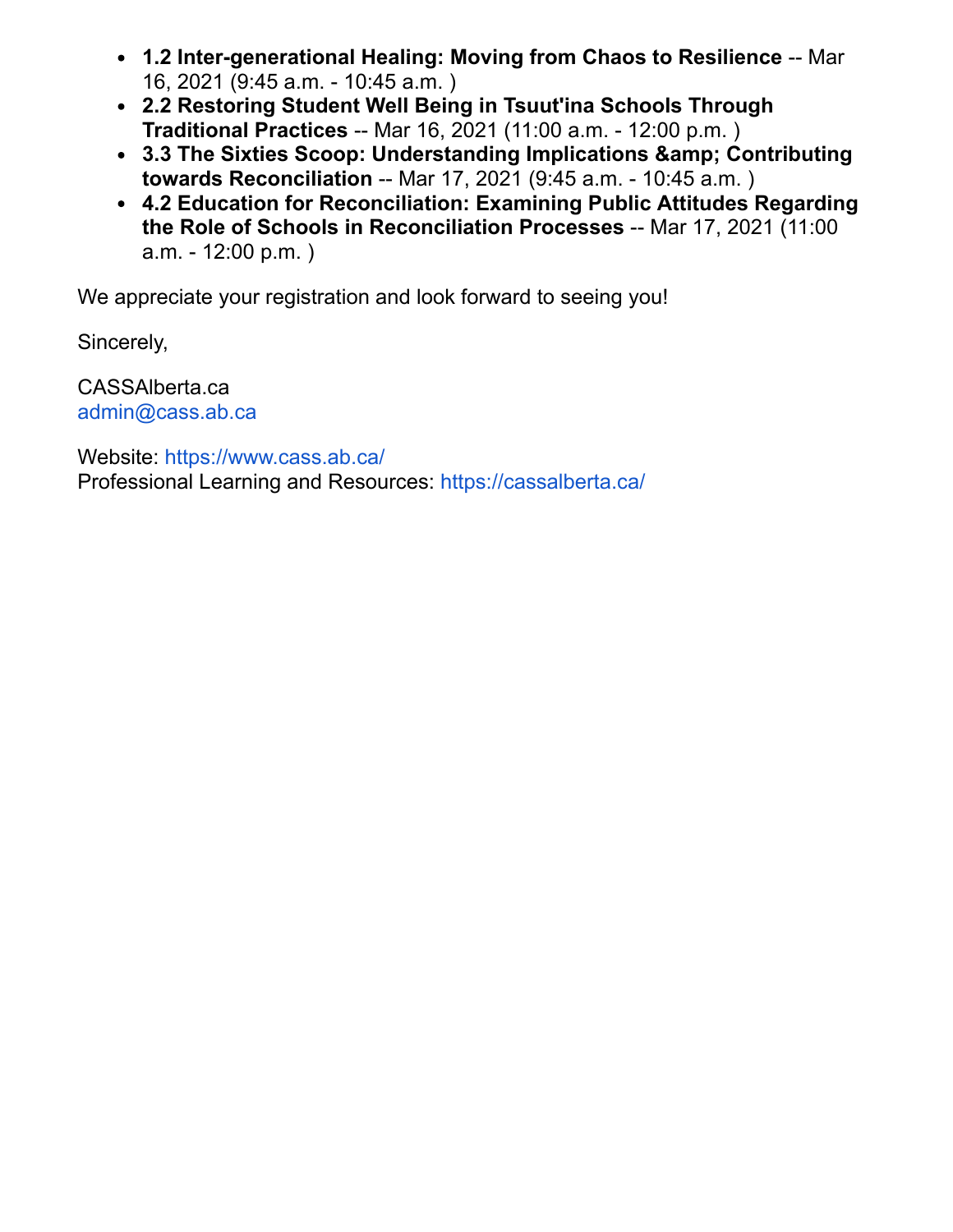- **1.2 Inter-generational Healing: Moving from Chaos to Resilience** -- Mar 16, 2021 (9:45 a.m. - 10:45 a.m. )
- **2.2 Restoring Student Well Being in Tsuut'ina Schools Through Traditional Practices** -- Mar 16, 2021 (11:00 a.m. - 12:00 p.m. )
- **3.3 The Sixties Scoop: Understanding Implications &amp; Contributing towards Reconciliation** -- Mar 17, 2021 (9:45 a.m. - 10:45 a.m. )
- **4.2 Education for Reconciliation: Examining Public Attitudes Regarding the Role of Schools in Reconciliation Processes** -- Mar 17, 2021 (11:00 a.m. - 12:00 p.m. )

We appreciate your registration and look forward to seeing you!

Sincerely,

CASSAlberta.ca
admin@cass.ab.ca

Website: https://www.cass.ab.ca/
Professional Learning and Resources: https://cassalberta.ca/